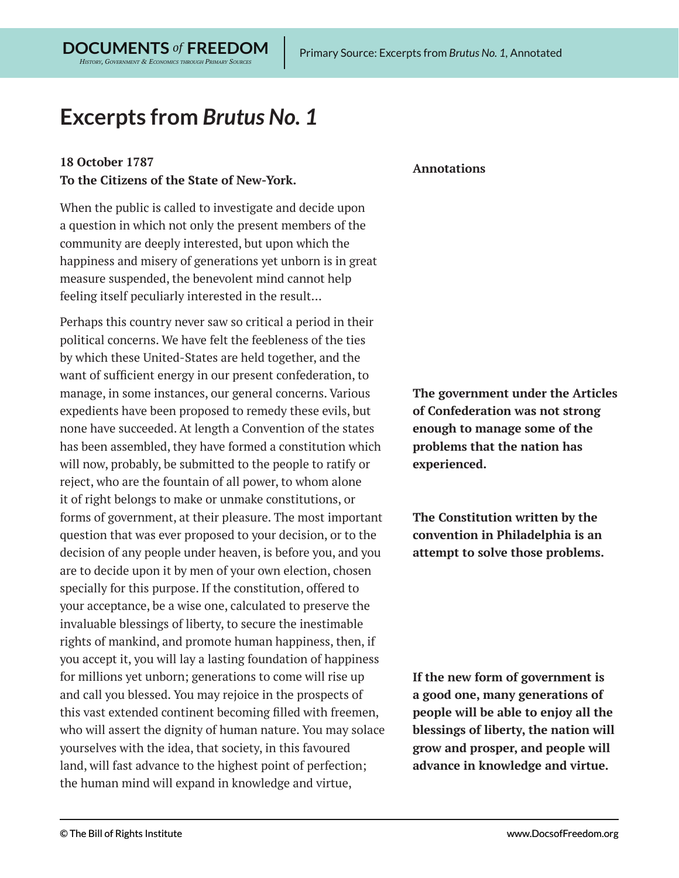# Excerpts from *Brutus No. 1*

**18 October 1787**
**To the Citizens of the State of New-York.**

**Annotations**

When the public is called to investigate and decide upon a question in which not only the present members of the community are deeply interested, but upon which the happiness and misery of generations yet unborn is in great measure suspended, the benevolent mind cannot help feeling itself peculiarly interested in the result…

Perhaps this country never saw so critical a period in their political concerns. We have felt the feebleness of the ties by which these United-States are held together, and the want of sufficient energy in our present confederation, to manage, in some instances, our general concerns. Various expedients have been proposed to remedy these evils, but none have succeeded. At length a Convention of the states has been assembled, they have formed a constitution which will now, probably, be submitted to the people to ratify or reject, who are the fountain of all power, to whom alone it of right belongs to make or unmake constitutions, or forms of government, at their pleasure. The most important question that was ever proposed to your decision, or to the decision of any people under heaven, is before you, and you are to decide upon it by men of your own election, chosen specially for this purpose. If the constitution, offered to your acceptance, be a wise one, calculated to preserve the invaluable blessings of liberty, to secure the inestimable rights of mankind, and promote human happiness, then, if you accept it, you will lay a lasting foundation of happiness for millions yet unborn; generations to come will rise up and call you blessed. You may rejoice in the prospects of this vast extended continent becoming filled with freemen, who will assert the dignity of human nature. You may solace yourselves with the idea, that society, in this favoured land, will fast advance to the highest point of perfection; the human mind will expand in knowledge and virtue,

**The government under the Articles of Confederation was not strong enough to manage some of the problems that the nation has experienced.**

**The Constitution written by the convention in Philadelphia is an attempt to solve those problems.**

**If the new form of government is a good one, many generations of people will be able to enjoy all the blessings of liberty, the nation will grow and prosper, and people will advance in knowledge and virtue.**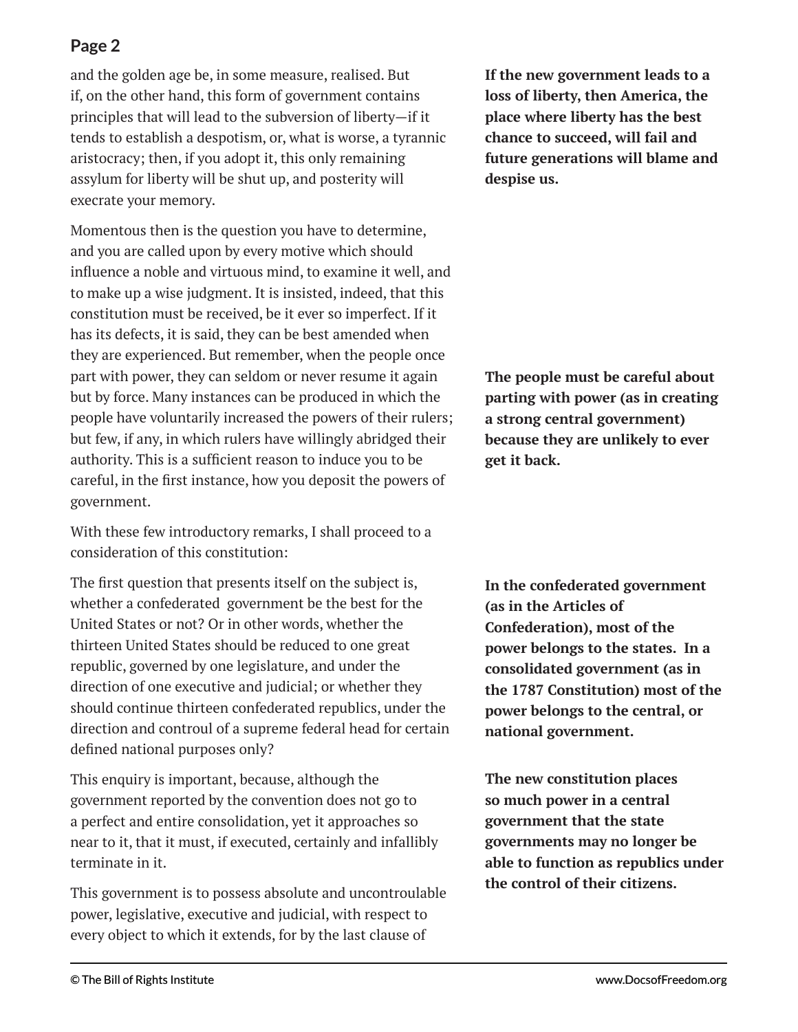and the golden age be, in some measure, realised. But if, on the other hand, this form of government contains principles that will lead to the subversion of liberty—if it tends to establish a despotism, or, what is worse, a tyrannic aristocracy; then, if you adopt it, this only remaining assylum for liberty will be shut up, and posterity will execrate your memory.

**If the new government leads to a loss of liberty, then America, the place where liberty has the best chance to succeed, will fail and future generations will blame and despise us.**

Momentous then is the question you have to determine, and you are called upon by every motive which should influence a noble and virtuous mind, to examine it well, and to make up a wise judgment. It is insisted, indeed, that this constitution must be received, be it ever so imperfect. If it has its defects, it is said, they can be best amended when they are experienced. But remember, when the people once part with power, they can seldom or never resume it again but by force. Many instances can be produced in which the people have voluntarily increased the powers of their rulers; but few, if any, in which rulers have willingly abridged their authority. This is a sufficient reason to induce you to be careful, in the first instance, how you deposit the powers of government.

**The people must be careful about parting with power (as in creating a strong central government) because they are unlikely to ever get it back.**

With these few introductory remarks, I shall proceed to a consideration of this constitution:

The first question that presents itself on the subject is, whether a confederated government be the best for the United States or not? Or in other words, whether the thirteen United States should be reduced to one great republic, governed by one legislature, and under the direction of one executive and judicial; or whether they should continue thirteen confederated republics, under the direction and controul of a supreme federal head for certain defined national purposes only?

**In the confederated government (as in the Articles of Confederation), most of the power belongs to the states. In a consolidated government (as in the 1787 Constitution) most of the power belongs to the central, or national government.**

This enquiry is important, because, although the government reported by the convention does not go to a perfect and entire consolidation, yet it approaches so near to it, that it must, if executed, certainly and infallibly terminate in it.

**The new constitution places so much power in a central government that the state governments may no longer be able to function as republics under the control of their citizens.**

This government is to possess absolute and uncontroulable power, legislative, executive and judicial, with respect to every object to which it extends, for by the last clause of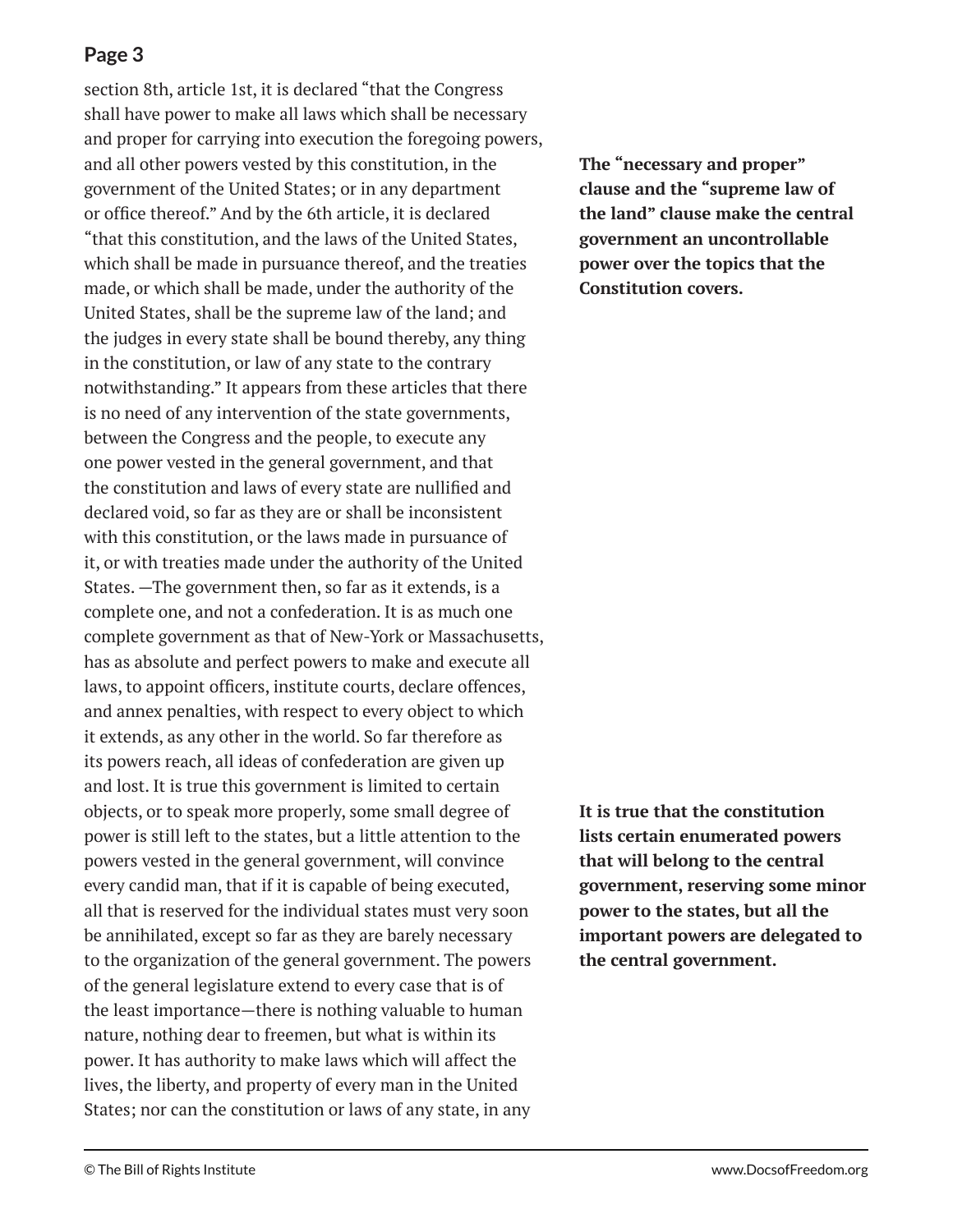## Page 3

section 8th, article 1st, it is declared "that the Congress shall have power to make all laws which shall be necessary and proper for carrying into execution the foregoing powers, and all other powers vested by this constitution, in the government of the United States; or in any department or office thereof." And by the 6th article, it is declared "that this constitution, and the laws of the United States, which shall be made in pursuance thereof, and the treaties made, or which shall be made, under the authority of the United States, shall be the supreme law of the land; and the judges in every state shall be bound thereby, any thing in the constitution, or law of any state to the contrary notwithstanding." It appears from these articles that there is no need of any intervention of the state governments, between the Congress and the people, to execute any one power vested in the general government, and that the constitution and laws of every state are nullified and declared void, so far as they are or shall be inconsistent with this constitution, or the laws made in pursuance of it, or with treaties made under the authority of the United States. —The government then, so far as it extends, is a complete one, and not a confederation. It is as much one complete government as that of New-York or Massachusetts, has as absolute and perfect powers to make and execute all laws, to appoint officers, institute courts, declare offences, and annex penalties, with respect to every object to which it extends, as any other in the world. So far therefore as its powers reach, all ideas of confederation are given up and lost. It is true this government is limited to certain objects, or to speak more properly, some small degree of power is still left to the states, but a little attention to the powers vested in the general government, will convince every candid man, that if it is capable of being executed, all that is reserved for the individual states must very soon be annihilated, except so far as they are barely necessary to the organization of the general government. The powers of the general legislature extend to every case that is of the least importance—there is nothing valuable to human nature, nothing dear to freemen, but what is within its power. It has authority to make laws which will affect the lives, the liberty, and property of every man in the United States; nor can the constitution or laws of any state, in any

**The "necessary and proper" clause and the "supreme law of the land" clause make the central government an uncontrollable power over the topics that the Constitution covers.**

**It is true that the constitution lists certain enumerated powers that will belong to the central government, reserving some minor power to the states, but all the important powers are delegated to the central government.**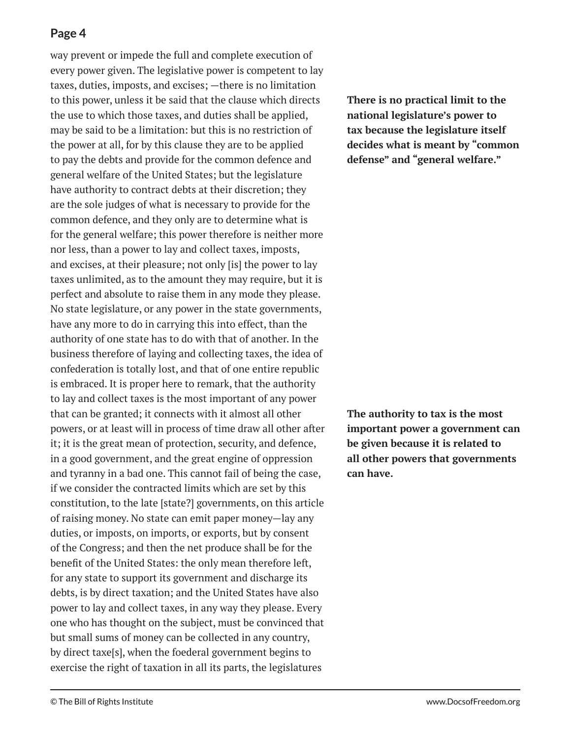way prevent or impede the full and complete execution of every power given. The legislative power is competent to lay taxes, duties, imposts, and excises; —there is no limitation to this power, unless it be said that the clause which directs the use to which those taxes, and duties shall be applied, may be said to be a limitation: but this is no restriction of the power at all, for by this clause they are to be applied to pay the debts and provide for the common defence and general welfare of the United States; but the legislature have authority to contract debts at their discretion; they are the sole judges of what is necessary to provide for the common defence, and they only are to determine what is for the general welfare; this power therefore is neither more nor less, than a power to lay and collect taxes, imposts, and excises, at their pleasure; not only [is] the power to lay taxes unlimited, as to the amount they may require, but it is perfect and absolute to raise them in any mode they please. No state legislature, or any power in the state governments, have any more to do in carrying this into effect, than the authority of one state has to do with that of another. In the business therefore of laying and collecting taxes, the idea of confederation is totally lost, and that of one entire republic is embraced. It is proper here to remark, that the authority to lay and collect taxes is the most important of any power that can be granted; it connects with it almost all other powers, or at least will in process of time draw all other after it; it is the great mean of protection, security, and defence, in a good government, and the great engine of oppression and tyranny in a bad one. This cannot fail of being the case, if we consider the contracted limits which are set by this constitution, to the late [state?] governments, on this article of raising money. No state can emit paper money—lay any duties, or imposts, on imports, or exports, but by consent of the Congress; and then the net produce shall be for the benefit of the United States: the only mean therefore left, for any state to support its government and discharge its debts, is by direct taxation; and the United States have also power to lay and collect taxes, in any way they please. Every one who has thought on the subject, must be convinced that but small sums of money can be collected in any country, by direct taxe[s], when the foederal government begins to exercise the right of taxation in all its parts, the legislatures

**There is no practical limit to the national legislature's power to tax because the legislature itself decides what is meant by "common defense" and "general welfare."**

**The authority to tax is the most important power a government can be given because it is related to all other powers that governments can have.**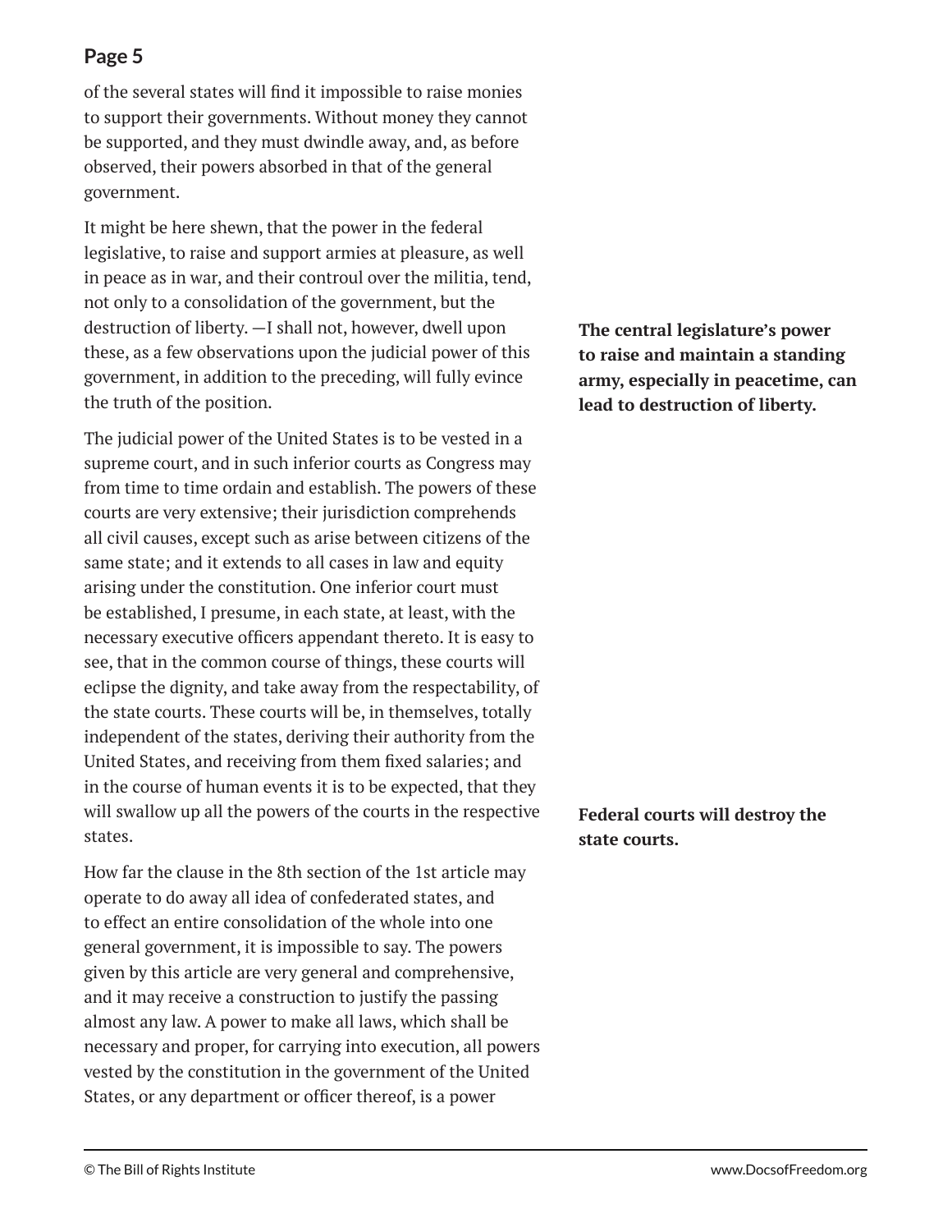of the several states will find it impossible to raise monies to support their governments. Without money they cannot be supported, and they must dwindle away, and, as before observed, their powers absorbed in that of the general government.

It might be here shewn, that the power in the federal legislative, to raise and support armies at pleasure, as well in peace as in war, and their controul over the militia, tend, not only to a consolidation of the government, but the destruction of liberty. —I shall not, however, dwell upon these, as a few observations upon the judicial power of this government, in addition to the preceding, will fully evince the truth of the position.

**The central legislature's power to raise and maintain a standing army, especially in peacetime, can lead to destruction of liberty.**

The judicial power of the United States is to be vested in a supreme court, and in such inferior courts as Congress may from time to time ordain and establish. The powers of these courts are very extensive; their jurisdiction comprehends all civil causes, except such as arise between citizens of the same state; and it extends to all cases in law and equity arising under the constitution. One inferior court must be established, I presume, in each state, at least, with the necessary executive officers appendant thereto. It is easy to see, that in the common course of things, these courts will eclipse the dignity, and take away from the respectability, of the state courts. These courts will be, in themselves, totally independent of the states, deriving their authority from the United States, and receiving from them fixed salaries; and in the course of human events it is to be expected, that they will swallow up all the powers of the courts in the respective states.

**Federal courts will destroy the state courts.**

How far the clause in the 8th section of the 1st article may operate to do away all idea of confederated states, and to effect an entire consolidation of the whole into one general government, it is impossible to say. The powers given by this article are very general and comprehensive, and it may receive a construction to justify the passing almost any law. A power to make all laws, which shall be necessary and proper, for carrying into execution, all powers vested by the constitution in the government of the United States, or any department or officer thereof, is a power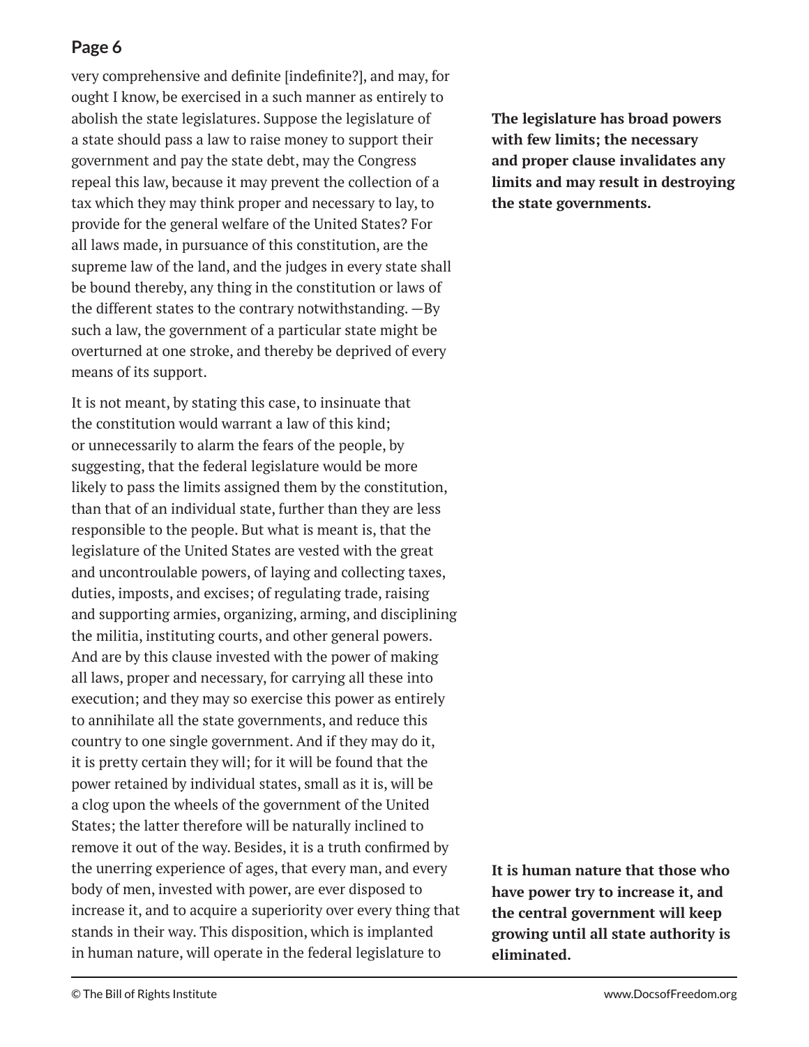very comprehensive and definite [indefinite?], and may, for ought I know, be exercised in a such manner as entirely to abolish the state legislatures. Suppose the legislature of a state should pass a law to raise money to support their government and pay the state debt, may the Congress repeal this law, because it may prevent the collection of a tax which they may think proper and necessary to lay, to provide for the general welfare of the United States? For all laws made, in pursuance of this constitution, are the supreme law of the land, and the judges in every state shall be bound thereby, any thing in the constitution or laws of the different states to the contrary notwithstanding. —By such a law, the government of a particular state might be overturned at one stroke, and thereby be deprived of every means of its support.

**The legislature has broad powers with few limits; the necessary and proper clause invalidates any limits and may result in destroying the state governments.**

It is not meant, by stating this case, to insinuate that the constitution would warrant a law of this kind; or unnecessarily to alarm the fears of the people, by suggesting, that the federal legislature would be more likely to pass the limits assigned them by the constitution, than that of an individual state, further than they are less responsible to the people. But what is meant is, that the legislature of the United States are vested with the great and uncontroulable powers, of laying and collecting taxes, duties, imposts, and excises; of regulating trade, raising and supporting armies, organizing, arming, and disciplining the militia, instituting courts, and other general powers. And are by this clause invested with the power of making all laws, proper and necessary, for carrying all these into execution; and they may so exercise this power as entirely to annihilate all the state governments, and reduce this country to one single government. And if they may do it, it is pretty certain they will; for it will be found that the power retained by individual states, small as it is, will be a clog upon the wheels of the government of the United States; the latter therefore will be naturally inclined to remove it out of the way. Besides, it is a truth confirmed by the unerring experience of ages, that every man, and every body of men, invested with power, are ever disposed to increase it, and to acquire a superiority over every thing that stands in their way. This disposition, which is implanted in human nature, will operate in the federal legislature to

**It is human nature that those who have power try to increase it, and the central government will keep growing until all state authority is eliminated.**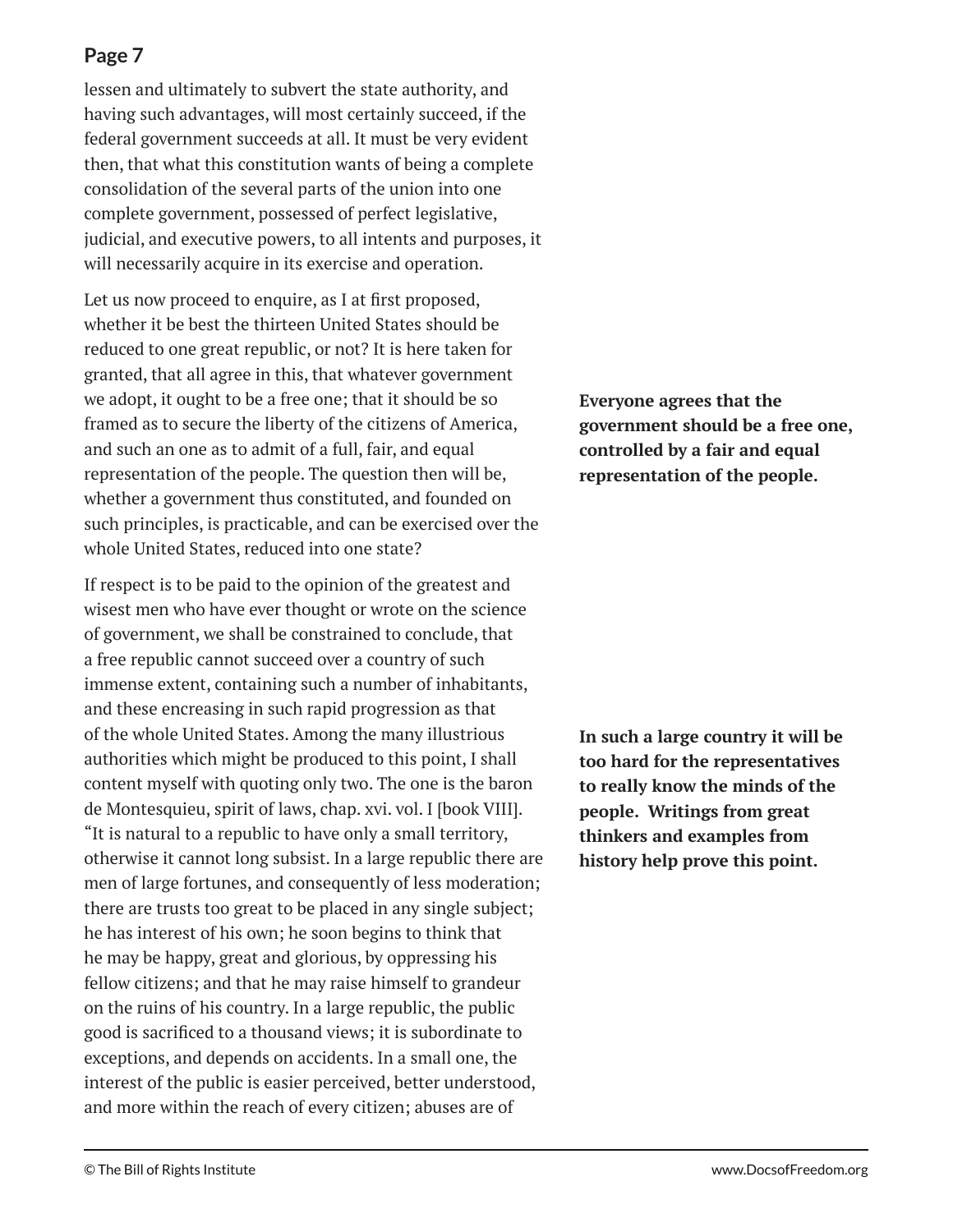## Page 7

lessen and ultimately to subvert the state authority, and having such advantages, will most certainly succeed, if the federal government succeeds at all. It must be very evident then, that what this constitution wants of being a complete consolidation of the several parts of the union into one complete government, possessed of perfect legislative, judicial, and executive powers, to all intents and purposes, it will necessarily acquire in its exercise and operation.

Let us now proceed to enquire, as I at first proposed, whether it be best the thirteen United States should be reduced to one great republic, or not? It is here taken for granted, that all agree in this, that whatever government we adopt, it ought to be a free one; that it should be so framed as to secure the liberty of the citizens of America, and such an one as to admit of a full, fair, and equal representation of the people. The question then will be, whether a government thus constituted, and founded on such principles, is practicable, and can be exercised over the whole United States, reduced into one state?

**Everyone agrees that the government should be a free one, controlled by a fair and equal representation of the people.**

If respect is to be paid to the opinion of the greatest and wisest men who have ever thought or wrote on the science of government, we shall be constrained to conclude, that a free republic cannot succeed over a country of such immense extent, containing such a number of inhabitants, and these encreasing in such rapid progression as that of the whole United States. Among the many illustrious authorities which might be produced to this point, I shall content myself with quoting only two. The one is the baron de Montesquieu, spirit of laws, chap. xvi. vol. I [book VIII]. "It is natural to a republic to have only a small territory, otherwise it cannot long subsist. In a large republic there are men of large fortunes, and consequently of less moderation; there are trusts too great to be placed in any single subject; he has interest of his own; he soon begins to think that he may be happy, great and glorious, by oppressing his fellow citizens; and that he may raise himself to grandeur on the ruins of his country. In a large republic, the public good is sacrificed to a thousand views; it is subordinate to exceptions, and depends on accidents. In a small one, the interest of the public is easier perceived, better understood, and more within the reach of every citizen; abuses are of

**In such a large country it will be too hard for the representatives to really know the minds of the people. Writings from great thinkers and examples from history help prove this point.**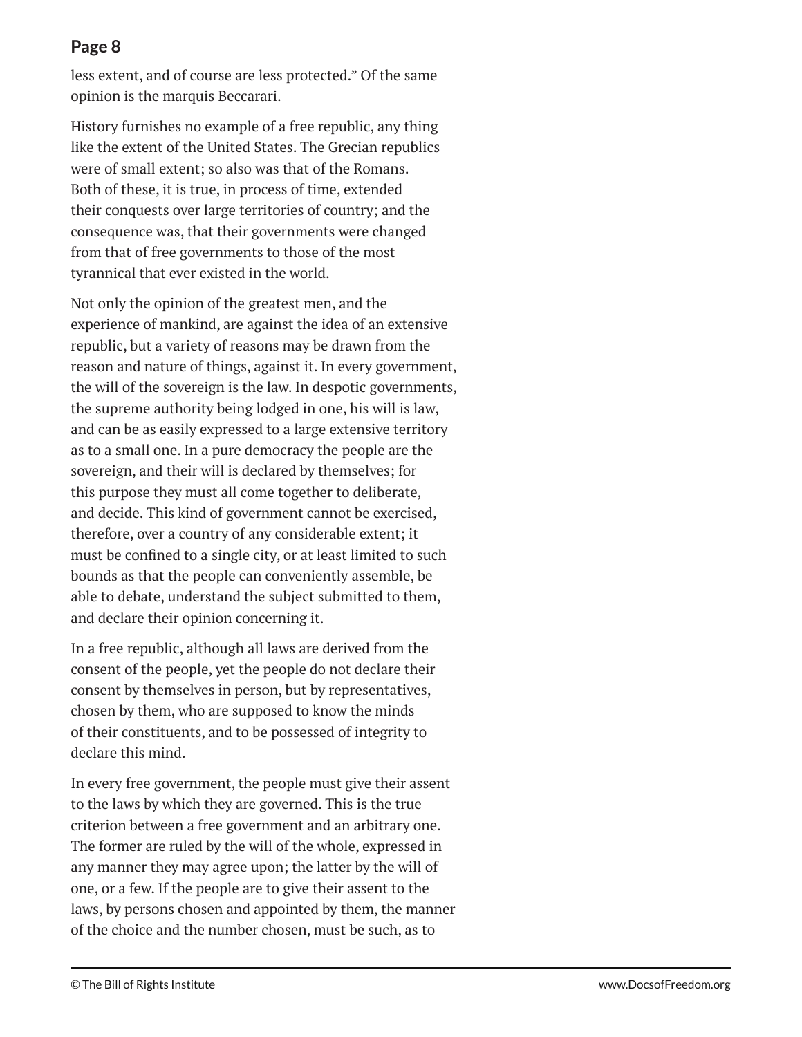less extent, and of course are less protected." Of the same opinion is the marquis Beccarari.

History furnishes no example of a free republic, any thing like the extent of the United States. The Grecian republics were of small extent; so also was that of the Romans. Both of these, it is true, in process of time, extended their conquests over large territories of country; and the consequence was, that their governments were changed from that of free governments to those of the most tyrannical that ever existed in the world.

Not only the opinion of the greatest men, and the experience of mankind, are against the idea of an extensive republic, but a variety of reasons may be drawn from the reason and nature of things, against it. In every government, the will of the sovereign is the law. In despotic governments, the supreme authority being lodged in one, his will is law, and can be as easily expressed to a large extensive territory as to a small one. In a pure democracy the people are the sovereign, and their will is declared by themselves; for this purpose they must all come together to deliberate, and decide. This kind of government cannot be exercised, therefore, over a country of any considerable extent; it must be confined to a single city, or at least limited to such bounds as that the people can conveniently assemble, be able to debate, understand the subject submitted to them, and declare their opinion concerning it.

In a free republic, although all laws are derived from the consent of the people, yet the people do not declare their consent by themselves in person, but by representatives, chosen by them, who are supposed to know the minds of their constituents, and to be possessed of integrity to declare this mind.

In every free government, the people must give their assent to the laws by which they are governed. This is the true criterion between a free government and an arbitrary one. The former are ruled by the will of the whole, expressed in any manner they may agree upon; the latter by the will of one, or a few. If the people are to give their assent to the laws, by persons chosen and appointed by them, the manner of the choice and the number chosen, must be such, as to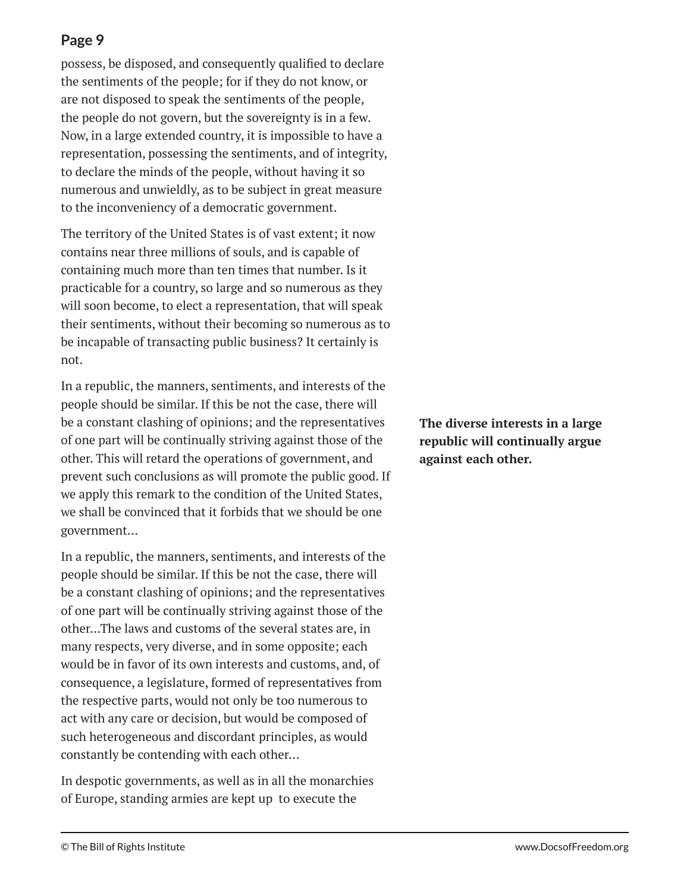possess, be disposed, and consequently qualified to declare the sentiments of the people; for if they do not know, or are not disposed to speak the sentiments of the people, the people do not govern, but the sovereignty is in a few. Now, in a large extended country, it is impossible to have a representation, possessing the sentiments, and of integrity, to declare the minds of the people, without having it so numerous and unwieldly, as to be subject in great measure to the inconveniency of a democratic government.

The territory of the United States is of vast extent; it now contains near three millions of souls, and is capable of containing much more than ten times that number. Is it practicable for a country, so large and so numerous as they will soon become, to elect a representation, that will speak their sentiments, without their becoming so numerous as to be incapable of transacting public business? It certainly is not.

In a republic, the manners, sentiments, and interests of the people should be similar. If this be not the case, there will be a constant clashing of opinions; and the representatives of one part will be continually striving against those of the other. This will retard the operations of government, and prevent such conclusions as will promote the public good. If we apply this remark to the condition of the United States, we shall be convinced that it forbids that we should be one government…

**The diverse interests in a large republic will continually argue against each other.**

In a republic, the manners, sentiments, and interests of the people should be similar. If this be not the case, there will be a constant clashing of opinions; and the representatives of one part will be continually striving against those of the other…The laws and customs of the several states are, in many respects, very diverse, and in some opposite; each would be in favor of its own interests and customs, and, of consequence, a legislature, formed of representatives from the respective parts, would not only be too numerous to act with any care or decision, but would be composed of such heterogeneous and discordant principles, as would constantly be contending with each other…

In despotic governments, as well as in all the monarchies of Europe, standing armies are kept up to execute the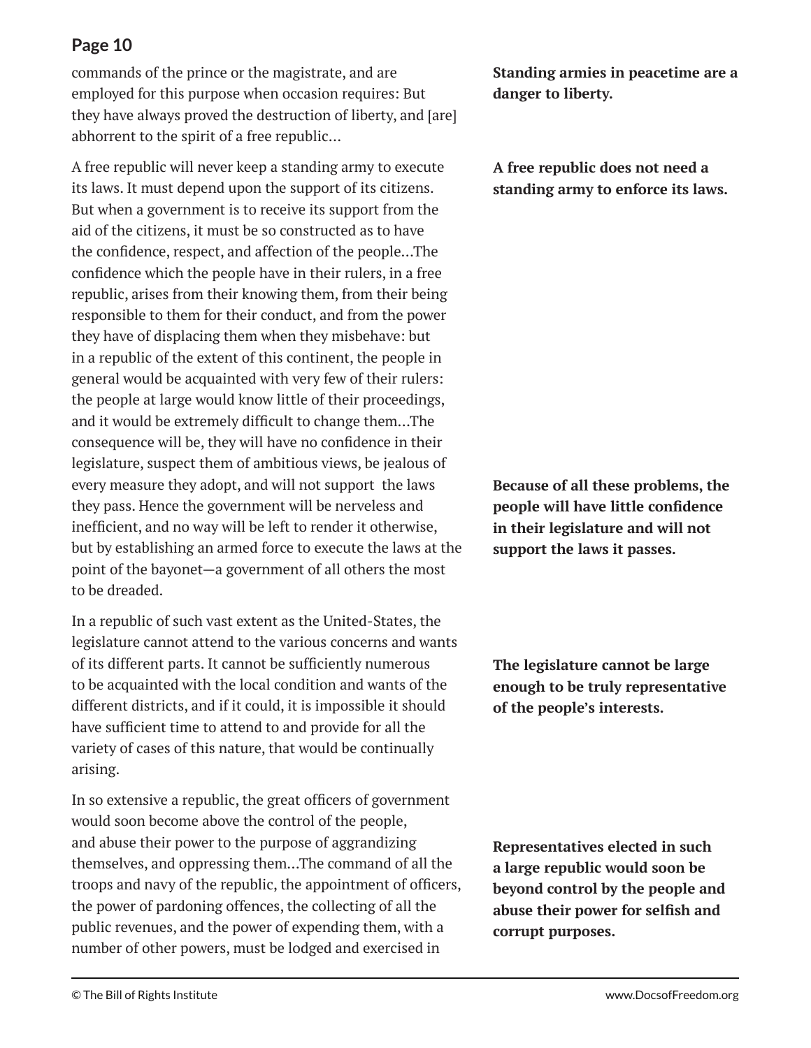commands of the prince or the magistrate, and are employed for this purpose when occasion requires: But they have always proved the destruction of liberty, and [are] abhorrent to the spirit of a free republic…

**Standing armies in peacetime are a danger to liberty.**

A free republic will never keep a standing army to execute its laws. It must depend upon the support of its citizens. But when a government is to receive its support from the aid of the citizens, it must be so constructed as to have the confidence, respect, and affection of the people…The confidence which the people have in their rulers, in a free republic, arises from their knowing them, from their being responsible to them for their conduct, and from the power they have of displacing them when they misbehave: but in a republic of the extent of this continent, the people in general would be acquainted with very few of their rulers: the people at large would know little of their proceedings, and it would be extremely difficult to change them…The consequence will be, they will have no confidence in their legislature, suspect them of ambitious views, be jealous of every measure they adopt, and will not support the laws they pass. Hence the government will be nerveless and inefficient, and no way will be left to render it otherwise, but by establishing an armed force to execute the laws at the point of the bayonet—a government of all others the most to be dreaded.

**A free republic does not need a standing army to enforce its laws.**

**Because of all these problems, the people will have little confidence in their legislature and will not support the laws it passes.**

In a republic of such vast extent as the United-States, the legislature cannot attend to the various concerns and wants of its different parts. It cannot be sufficiently numerous to be acquainted with the local condition and wants of the different districts, and if it could, it is impossible it should have sufficient time to attend to and provide for all the variety of cases of this nature, that would be continually arising.

**The legislature cannot be large enough to be truly representative of the people's interests.**

In so extensive a republic, the great officers of government would soon become above the control of the people, and abuse their power to the purpose of aggrandizing themselves, and oppressing them…The command of all the troops and navy of the republic, the appointment of officers, the power of pardoning offences, the collecting of all the public revenues, and the power of expending them, with a number of other powers, must be lodged and exercised in

**Representatives elected in such a large republic would soon be beyond control by the people and abuse their power for selfish and corrupt purposes.**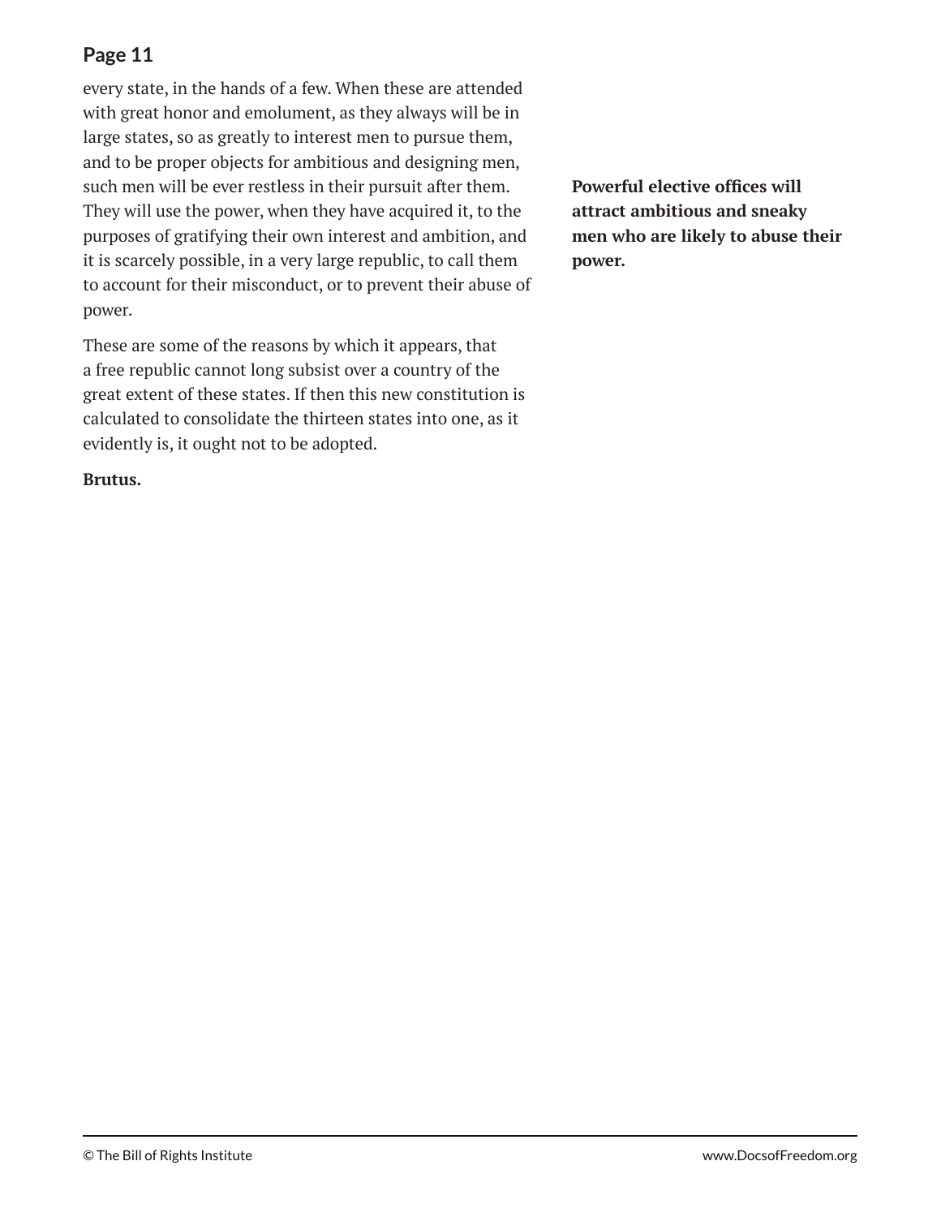every state, in the hands of a few. When these are attended with great honor and emolument, as they always will be in large states, so as greatly to interest men to pursue them, and to be proper objects for ambitious and designing men, such men will be ever restless in their pursuit after them. They will use the power, when they have acquired it, to the purposes of gratifying their own interest and ambition, and it is scarcely possible, in a very large republic, to call them to account for their misconduct, or to prevent their abuse of power.

**Powerful elective offices will attract ambitious and sneaky men who are likely to abuse their power.**

These are some of the reasons by which it appears, that a free republic cannot long subsist over a country of the great extent of these states. If then this new constitution is calculated to consolidate the thirteen states into one, as it evidently is, it ought not to be adopted.

**Brutus.**